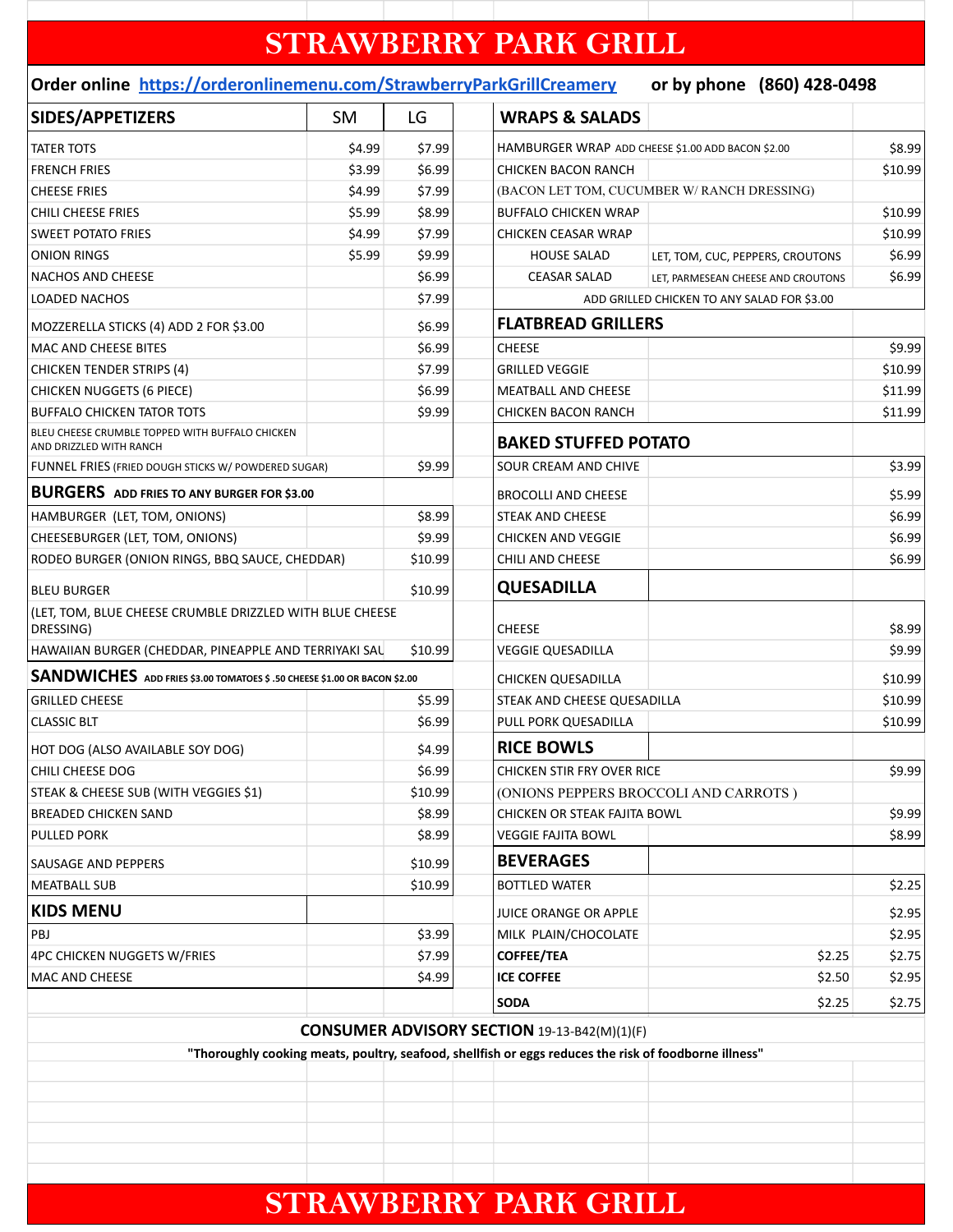# STRAWBERRY PARK GRILL

**Order online** https://orderonlinemenu.com/StrawberryParkGrillCreamery **or by phone (860) 428-0498**

## SIDES/APPETIZERS

| SIDES/APPETIZERS | SM | LG |
|---|---|---|
| TATER TOTS | $4.99 | $7.99 |
| FRENCH FRIES | $3.99 | $6.99 |
| CHEESE FRIES | $4.99 | $7.99 |
| CHILI CHEESE FRIES | $5.99 | $8.99 |
| SWEET POTATO FRIES | $4.99 | $7.99 |
| ONION RINGS | $5.99 | $9.99 |
| NACHOS AND CHEESE | | $6.99 |
| LOADED NACHOS | | $7.99 |
| MOZZERELLA STICKS (4) ADD 2 FOR $3.00 | | $6.99 |
| MAC AND CHEESE BITES | | $6.99 |
| CHICKEN TENDER STRIPS (4) | | $7.99 |
| CHICKEN NUGGETS (6 PIECE) | | $6.99 |
| BUFFALO CHICKEN TATOR TOTS | | $9.99 |
| BLEU CHEESE CRUMBLE TOPPED WITH BUFFALO CHICKEN AND DRIZZLED WITH RANCH | | |
| FUNNEL FRIES (FRIED DOUGH STICKS W/ POWDERED SUGAR) | | $9.99 |

## BURGERS ADD FRIES TO ANY BURGER FOR $3.00

| Item | Price |
|---|---|
| HAMBURGER (LET, TOM, ONIONS) | $8.99 |
| CHEESEBURGER (LET, TOM, ONIONS) | $9.99 |
| RODEO BURGER (ONION RINGS, BBQ SAUCE, CHEDDAR) | $10.99 |
| BLEU BURGER | $10.99 |
| (LET, TOM, BLUE CHEESE CRUMBLE DRIZZLED WITH BLUE CHEESE DRESSING) | |
| HAWAIIAN BURGER (CHEDDAR, PINEAPPLE AND TERRIYAKI SAU | $10.99 |

## SANDWICHES ADD FRIES $3.00 TOMATOES $ .50 CHEESE $1.00 OR BACON $2.00

| Item | Price |
|---|---|
| GRILLED CHEESE | $5.99 |
| CLASSIC BLT | $6.99 |
| HOT DOG (ALSO AVAILABLE SOY DOG) | $4.99 |
| CHILI CHEESE DOG | $6.99 |
| STEAK & CHEESE SUB (WITH VEGGIES $1) | $10.99 |
| BREADED CHICKEN SAND | $8.99 |
| PULLED PORK | $8.99 |
| SAUSAGE AND PEPPERS | $10.99 |
| MEATBALL SUB | $10.99 |

## KIDS MENU

| Item | Price |
|---|---|
| PBJ | $3.99 |
| 4PC CHICKEN NUGGETS W/FRIES | $7.99 |
| MAC AND CHEESE | $4.99 |

## WRAPS & SALADS

| Item | | Price |
|---|---|---|
| HAMBURGER WRAP ADD CHEESE $1.00 ADD BACON $2.00 | | $8.99 |
| CHICKEN BACON RANCH | | $10.99 |
| (BACON LET TOM, CUCUMBER W/ RANCH DRESSING) | | |
| BUFFALO CHICKEN WRAP | | $10.99 |
| CHICKEN CEASAR WRAP | | $10.99 |
| HOUSE SALAD | LET, TOM, CUC, PEPPERS, CROUTONS | $6.99 |
| CEASAR SALAD | LET, PARMESEAN CHEESE AND CROUTONS | $6.99 |
| ADD GRILLED CHICKEN TO ANY SALAD FOR $3.00 | | |

## FLATBREAD GRILLERS

| Item | Price |
|---|---|
| CHEESE | $9.99 |
| GRILLED VEGGIE | $10.99 |
| MEATBALL AND CHEESE | $11.99 |
| CHICKEN BACON RANCH | $11.99 |

## BAKED STUFFED POTATO

| Item | Price |
|---|---|
| SOUR CREAM AND CHIVE | $3.99 |
| BROCOLLI AND CHEESE | $5.99 |
| STEAK AND CHEESE | $6.99 |
| CHICKEN AND VEGGIE | $6.99 |
| CHILI AND CHEESE | $6.99 |

## QUESADILLA

| Item | Price |
|---|---|
| CHEESE | $8.99 |
| VEGGIE QUESADILLA | $9.99 |
| CHICKEN QUESADILLA | $10.99 |
| STEAK AND CHEESE QUESADILLA | $10.99 |
| PULL PORK QUESADILLA | $10.99 |

## RICE BOWLS

| Item | Price |
|---|---|
| CHICKEN STIR FRY OVER RICE | $9.99 |
| (ONIONS PEPPERS BROCCOLI AND CARROTS ) | |
| CHICKEN OR STEAK FAJITA BOWL | $9.99 |
| VEGGIE FAJITA BOWL | $8.99 |

## BEVERAGES

| Item | | Price |
|---|---|---|
| BOTTLED WATER | | $2.25 |
| JUICE ORANGE OR APPLE | | $2.95 |
| MILK PLAIN/CHOCOLATE | | $2.95 |
| **COFFEE/TEA** | $2.25 | $2.75 |
| **ICE COFFEE** | $2.50 | $2.95 |
| **SODA** | $2.25 | $2.75 |

**CONSUMER ADVISORY SECTION** 19-13-B42(M)(1)(F)

**"Thoroughly cooking meats, poultry, seafood, shellfish or eggs reduces the risk of foodborne illness"**

# STRAWBERRY PARK GRILL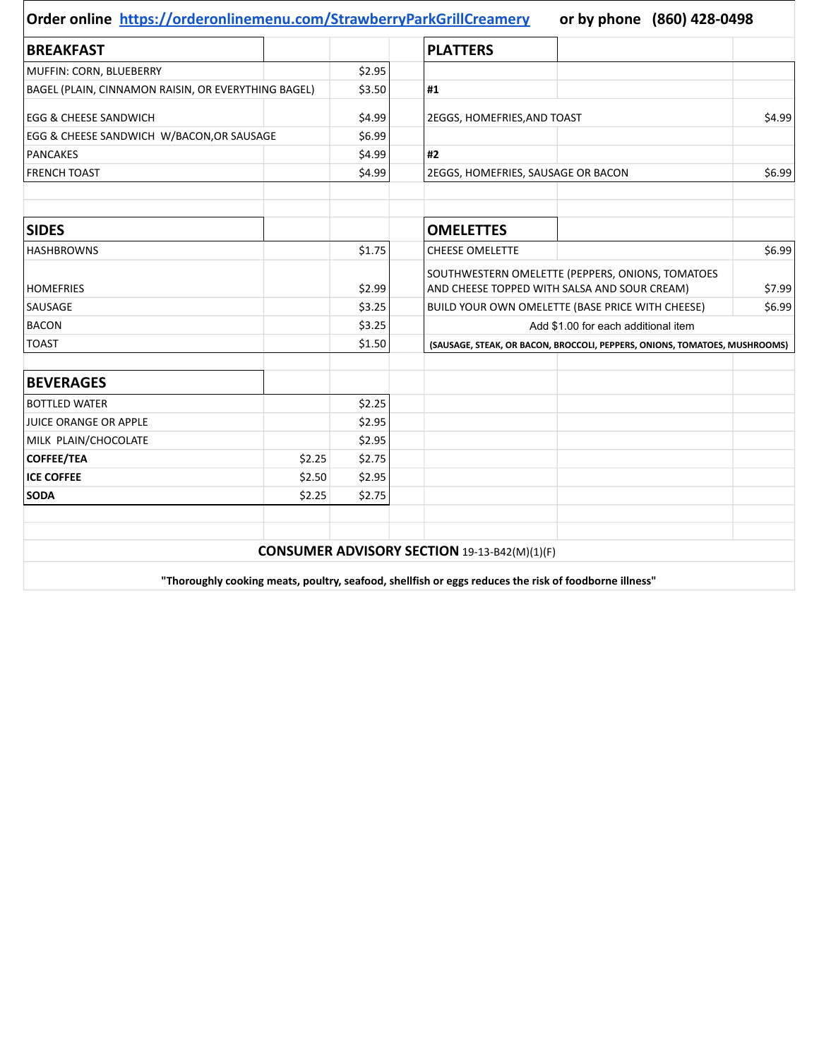Order online [https://orderonlinemenu.com/StrawberryParkGrillCreamery](https://orderonlinemenu.com/StrawberryParkGrillCreamery) or by phone (860) 428-0498

## BREAKFAST

| | | |
|---|---|---|
| MUFFIN: CORN, BLUEBERRY | | $2.95 |
| BAGEL (PLAIN, CINNAMON RAISIN, OR EVERYTHING BAGEL) | | $3.50 |
| EGG & CHEESE SANDWICH | | $4.99 |
| EGG & CHEESE SANDWICH W/BACON,OR SAUSAGE | | $6.99 |
| PANCAKES | | $4.99 |
| FRENCH TOAST | | $4.99 |

## SIDES

| | | |
|---|---|---|
| HASHBROWNS | | $1.75 |
| HOMEFRIES | | $2.99 |
| SAUSAGE | | $3.25 |
| BACON | | $3.25 |
| TOAST | | $1.50 |

## BEVERAGES

| | | |
|---|---|---|
| BOTTLED WATER | | $2.25 |
| JUICE ORANGE OR APPLE | | $2.95 |
| MILK PLAIN/CHOCOLATE | | $2.95 |
| **COFFEE/TEA** | $2.25 | $2.75 |
| **ICE COFFEE** | $2.50 | $2.95 |
| **SODA** | $2.25 | $2.75 |

## PLATTERS

| | |
|---|---|
| **#1** | |
| 2EGGS, HOMEFRIES,AND TOAST | $4.99 |
| **#2** | |
| 2EGGS, HOMEFRIES, SAUSAGE OR BACON | $6.99 |

## OMELETTES

| | |
|---|---|
| CHEESE OMELETTE | $6.99 |
| SOUTHWESTERN OMELETTE (PEPPERS, ONIONS, TOMATOES AND CHEESE TOPPED WITH SALSA AND SOUR CREAM) | $7.99 |
| BUILD YOUR OWN OMELETTE (BASE PRICE WITH CHEESE) | $6.99 |

Add $1.00 for each additional item

**(SAUSAGE, STEAK, OR BACON, BROCCOLI, PEPPERS, ONIONS, TOMATOES, MUSHROOMS)**

**CONSUMER ADVISORY SECTION** 19-13-B42(M)(1)(F)

**"Thoroughly cooking meats, poultry, seafood, shellfish or eggs reduces the risk of foodborne illness"**